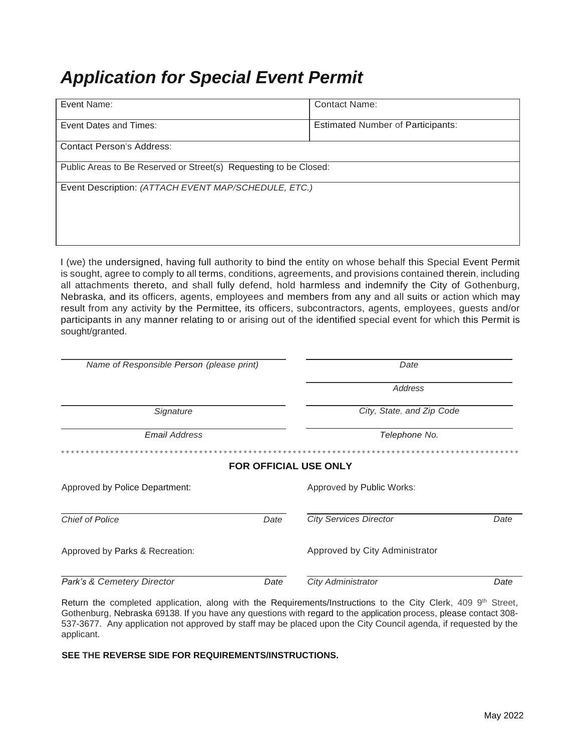# *Application for Special Event Permit*

| Event Name: | Contact Name: |
|---|---|
| Event Dates and Times: | Estimated Number of Participants: |
| Contact Person's Address: | |
| Public Areas to Be Reserved or Street(s) Requesting to be Closed: | |
| Event Description: *(ATTACH EVENT MAP/SCHEDULE, ETC.)* | |

I (we) the undersigned, having full authority to bind the entity on whose behalf this Special Event Permit is sought, agree to comply to all terms, conditions, agreements, and provisions contained therein, including all attachments thereto, and shall fully defend, hold harmless and indemnify the City of Gothenburg, Nebraska, and its officers, agents, employees and members from any and all suits or action which may result from any activity by the Permittee, its officers, subcontractors, agents, employees, guests and/or participants in any manner relating to or arising out of the identified special event for which this Permit is sought/granted.

| | |
|---|---|
| *Name of Responsible Person (please print)* | *Date* |
| | *Address* |
| *Signature* | *City, State, and Zip Code* |
| *Email Address* | *Telephone No.* |

\*\*\*\*\*\*\*\*\*\*\*\*\*\*\*\*\*\*\*\*\*\*\*\*\*\*\*\*\*\*\*\*\*\*\*\*\*\*\*\*\*\*\*\*\*\*\*\*\*\*\*\*\*\*\*\*\*\*\*\*\*\*\*\*\*\*\*\*\*\*\*\*\*\*\*\*\*\*\*\*\*\*\*\*\*\*\*\*\*\*

**FOR OFFICIAL USE ONLY**

Approved by Police Department:

*Chief of Police* *Date*

Approved by Public Works:

*City Services Director* *Date*

Approved by Parks & Recreation:

*Park's & Cemetery Director* *Date*

Approved by City Administrator

*City Administrator* *Date*

Return the completed application, along with the Requirements/Instructions to the City Clerk, 409 9th Street, Gothenburg, Nebraska 69138. If you have any questions with regard to the application process, please contact 308-537-3677. Any application not approved by staff may be placed upon the City Council agenda, if requested by the applicant.

**SEE THE REVERSE SIDE FOR REQUIREMENTS/INSTRUCTIONS.**

May 2022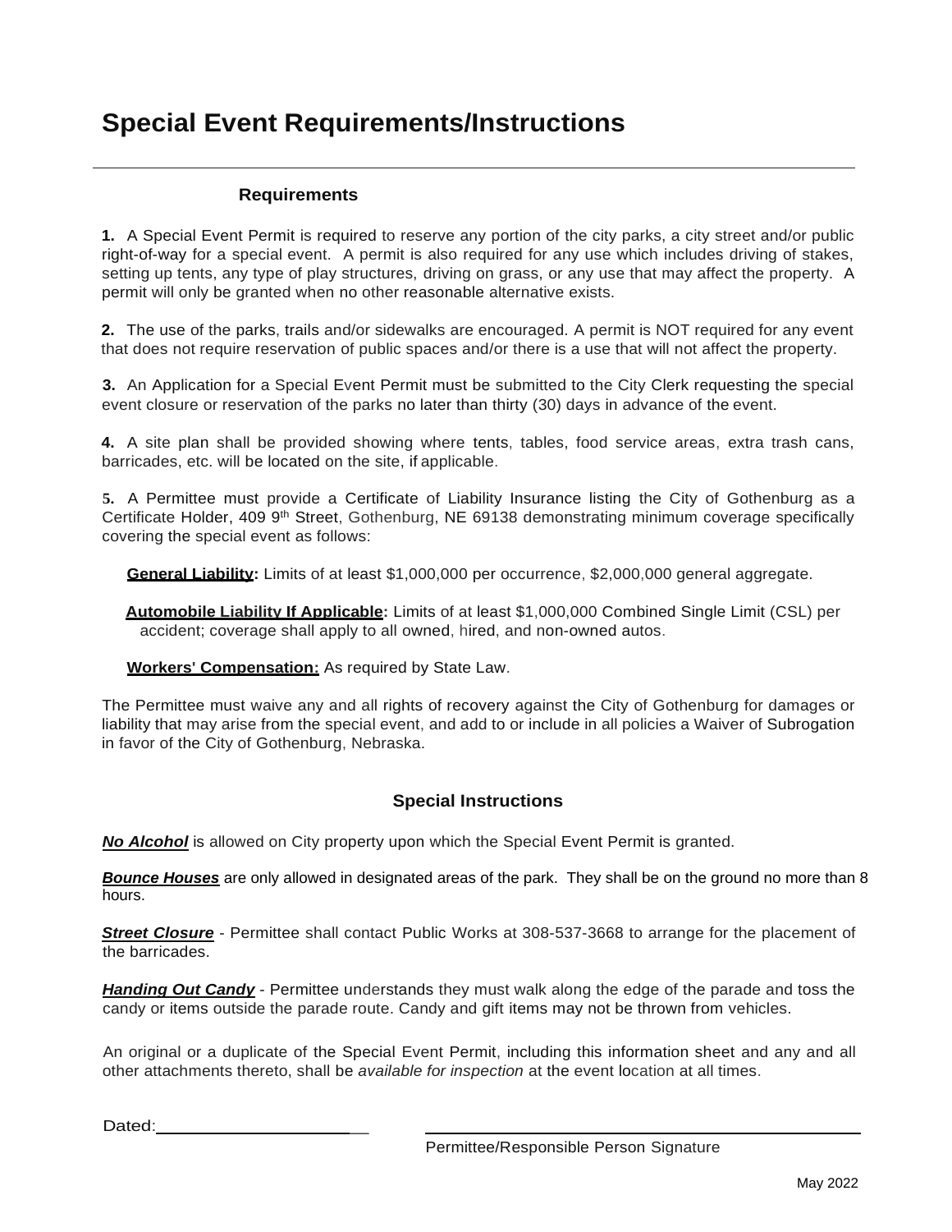# Special Event Requirements/Instructions

## Requirements

**1.** A Special Event Permit is required to reserve any portion of the city parks, a city street and/or public right-of-way for a special event. A permit is also required for any use which includes driving of stakes, setting up tents, any type of play structures, driving on grass, or any use that may affect the property. A permit will only be granted when no other reasonable alternative exists.

**2.** The use of the parks, trails and/or sidewalks are encouraged. A permit is NOT required for any event that does not require reservation of public spaces and/or there is a use that will not affect the property.

**3.** An Application for a Special Event Permit must be submitted to the City Clerk requesting the special event closure or reservation of the parks no later than thirty (30) days in advance of the event.

**4.** A site plan shall be provided showing where tents, tables, food service areas, extra trash cans, barricades, etc. will be located on the site, if applicable.

**5.** A Permittee must provide a Certificate of Liability Insurance listing the City of Gothenburg as a Certificate Holder, 409 9th Street, Gothenburg, NE 69138 demonstrating minimum coverage specifically covering the special event as follows:

**General Liability:** Limits of at least $1,000,000 per occurrence, $2,000,000 general aggregate.

**Automobile Liability If Applicable:** Limits of at least $1,000,000 Combined Single Limit (CSL) per accident; coverage shall apply to all owned, hired, and non-owned autos.

**Workers' Compensation:** As required by State Law.

The Permittee must waive any and all rights of recovery against the City of Gothenburg for damages or liability that may arise from the special event, and add to or include in all policies a Waiver of Subrogation in favor of the City of Gothenburg, Nebraska.

## Special Instructions

***No Alcohol*** is allowed on City property upon which the Special Event Permit is granted.

***Bounce Houses*** are only allowed in designated areas of the park. They shall be on the ground no more than 8 hours.

***Street Closure*** - Permittee shall contact Public Works at 308-537-3668 to arrange for the placement of the barricades.

***Handing Out Candy*** - Permittee understands they must walk along the edge of the parade and toss the candy or items outside the parade route. Candy and gift items may not be thrown from vehicles.

An original or a duplicate of the Special Event Permit, including this information sheet and any and all other attachments thereto, shall be *available for inspection* at the event location at all times.

Dated:______________________

______________________________________
Permittee/Responsible Person Signature

May 2022